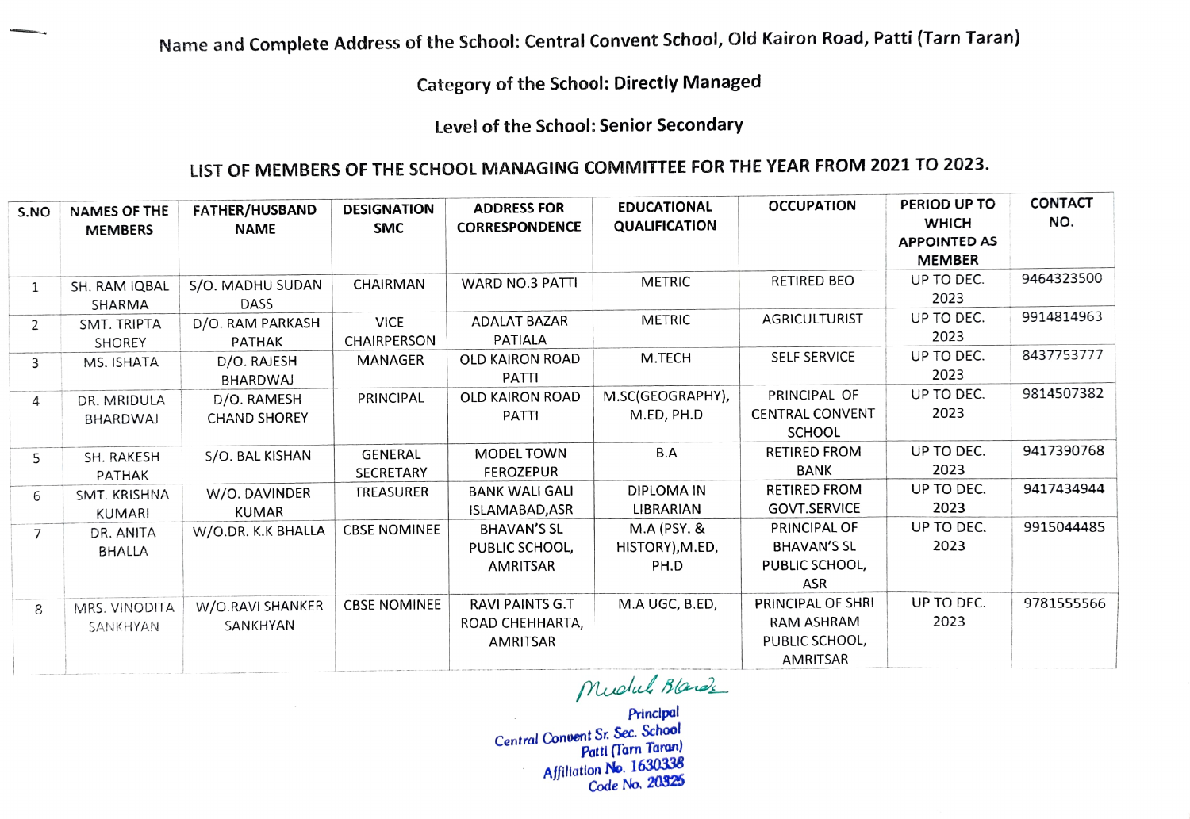Name and Complete Address of the School: Central Convent School, Old Kairon Road, Patti (Tarn Taran)

Category of the School: Directly Managed

Level of the School: Senior Secondary

LIST OF MEMBERS OF THE SCHOOL MANAGING COMMITTEE FOR THE YEAR FROM 2021 TO 2023.

| S.NO | NAMES OF THE MEMBERS | FATHER/HUSBAND NAME | DESIGNATION SMC | ADDRESS FOR CORRESPONDENCE | EDUCATIONAL QUALIFICATION | OCCUPATION | PERIOD UP TO WHICH APPOINTED AS MEMBER | CONTACT NO. |
|---|---|---|---|---|---|---|---|---|
| 1 | SH. RAM IQBAL SHARMA | S/O. MADHU SUDAN DASS | CHAIRMAN | WARD NO.3 PATTI | METRIC | RETIRED BEO | UP TO DEC. 2023 | 9464323500 |
| 2 | SMT. TRIPTA SHOREY | D/O. RAM PARKASH PATHAK | VICE CHAIRPERSON | ADALAT BAZAR PATIALA | METRIC | AGRICULTURIST | UP TO DEC. 2023 | 9914814963 |
| 3 | MS. ISHATA | D/O. RAJESH BHARDWAJ | MANAGER | OLD KAIRON ROAD PATTI | M.TECH | SELF SERVICE | UP TO DEC. 2023 | 8437753777 |
| 4 | DR. MRIDULA BHARDWAJ | D/O. RAMESH CHAND SHOREY | PRINCIPAL | OLD KAIRON ROAD PATTI | M.SC(GEOGRAPHY), M.ED, PH.D | PRINCIPAL OF CENTRAL CONVENT SCHOOL | UP TO DEC. 2023 | 9814507382 |
| 5 | SH. RAKESH PATHAK | S/O. BAL KISHAN | GENERAL SECRETARY | MODEL TOWN FEROZEPUR | B.A | RETIRED FROM BANK | UP TO DEC. 2023 | 9417390768 |
| 6 | SMT. KRISHNA KUMARI | W/O. DAVINDER KUMAR | TREASURER | BANK WALI GALI ISLAMABAD,ASR | DIPLOMA IN LIBRARIAN | RETIRED FROM GOVT.SERVICE | UP TO DEC. 2023 | 9417434944 |
| 7 | DR. ANITA BHALLA | W/O.DR. K.K BHALLA | CBSE NOMINEE | BHAVAN'S SL PUBLIC SCHOOL, AMRITSAR | M.A (PSY. & HISTORY),M.ED, PH.D | PRINCIPAL OF BHAVAN'S SL PUBLIC SCHOOL, ASR | UP TO DEC. 2023 | 9915044485 |
| 8 | MRS. VINODITA SANKHYAN | W/O.RAVI SHANKER SANKHYAN | CBSE NOMINEE | RAVI PAINTS G.T ROAD CHEHHARTA, AMRITSAR | M.A UGC, B.ED, | PRINCIPAL OF SHRI RAM ASHRAM PUBLIC SCHOOL, AMRITSAR | UP TO DEC. 2023 | 9781555566 |

Mridula Bhardwaj

Principal
Central Convent Sr. Sec. School
Patti (Tarn Taran)
Affiliation No. 1630338
Code No. 20325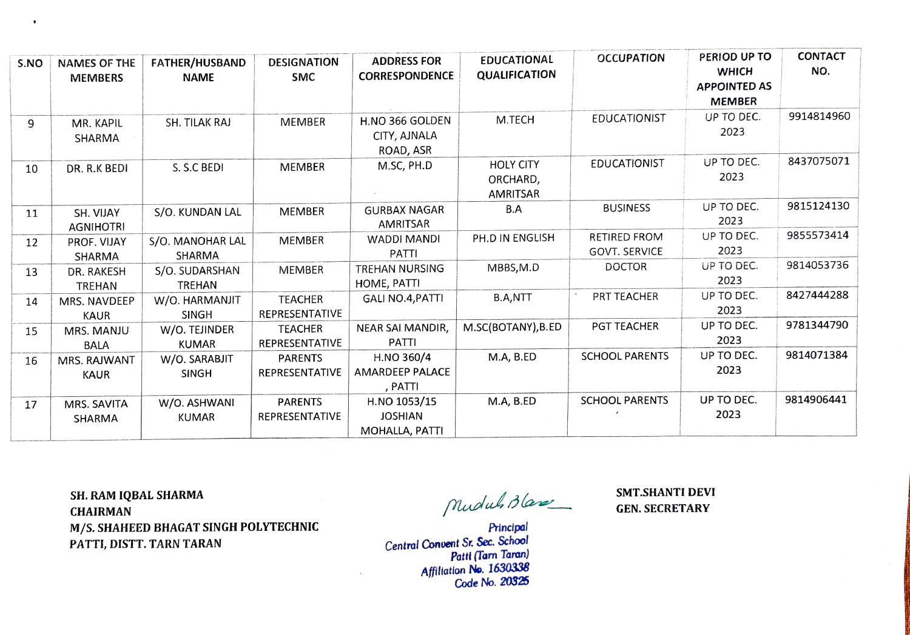| S.NO | NAMES OF THE MEMBERS | FATHER/HUSBAND NAME | DESIGNATION SMC | ADDRESS FOR CORRESPONDENCE | EDUCATIONAL QUALIFICATION | OCCUPATION | PERIOD UP TO WHICH APPOINTED AS MEMBER | CONTACT NO. |
|---|---|---|---|---|---|---|---|---|
| 9 | MR. KAPIL SHARMA | SH. TILAK RAJ | MEMBER | H.NO 366 GOLDEN CITY, AJNALA ROAD, ASR | M.TECH | EDUCATIONIST | UP TO DEC. 2023 | 9914814960 |
| 10 | DR. R.K BEDI | S. S.C BEDI | MEMBER | M.SC, PH.D | HOLY CITY ORCHARD, AMRITSAR | EDUCATIONIST | UP TO DEC. 2023 | 8437075071 |
| 11 | SH. VIJAY AGNIHOTRI | S/O. KUNDAN LAL | MEMBER | GURBAX NAGAR AMRITSAR | B.A | BUSINESS | UP TO DEC. 2023 | 9815124130 |
| 12 | PROF. VIJAY SHARMA | S/O. MANOHAR LAL SHARMA | MEMBER | WADDI MANDI PATTI | PH.D IN ENGLISH | RETIRED FROM GOVT. SERVICE | UP TO DEC. 2023 | 9855573414 |
| 13 | DR. RAKESH TREHAN | S/O. SUDARSHAN TREHAN | MEMBER | TREHAN NURSING HOME, PATTI | MBBS,M.D | DOCTOR | UP TO DEC. 2023 | 9814053736 |
| 14 | MRS. NAVDEEP KAUR | W/O. HARMANJIT SINGH | TEACHER REPRESENTATIVE | GALI NO.4,PATTI | B.A,NTT | PRT TEACHER | UP TO DEC. 2023 | 8427444288 |
| 15 | MRS. MANJU BALA | W/O. TEJINDER KUMAR | TEACHER REPRESENTATIVE | NEAR SAI MANDIR, PATTI | M.SC(BOTANY),B.ED | PGT TEACHER | UP TO DEC. 2023 | 9781344790 |
| 16 | MRS. RAJWANT KAUR | W/O. SARABJIT SINGH | PARENTS REPRESENTATIVE | H.NO 360/4 AMARDEEP PALACE , PATTI | M.A, B.ED | SCHOOL PARENTS | UP TO DEC. 2023 | 9814071384 |
| 17 | MRS. SAVITA SHARMA | W/O. ASHWANI KUMAR | PARENTS REPRESENTATIVE | H.NO 1053/15 JOSHIAN MOHALLA, PATTI | M.A, B.ED | SCHOOL PARENTS | UP TO DEC. 2023 | 9814906441 |

**SH. RAM IQBAL SHARMA**
**CHAIRMAN**
**M/S. SHAHEED BHAGAT SINGH POLYTECHNIC**
**PATTI, DISTT. TARN TARAN**

Principal
Central Convent Sr. Sec. School
Patti (Tarn Taran)
Affiliation No. 1630338
Code No. 20325

**SMT.SHANTI DEVI**
**GEN. SECRETARY**